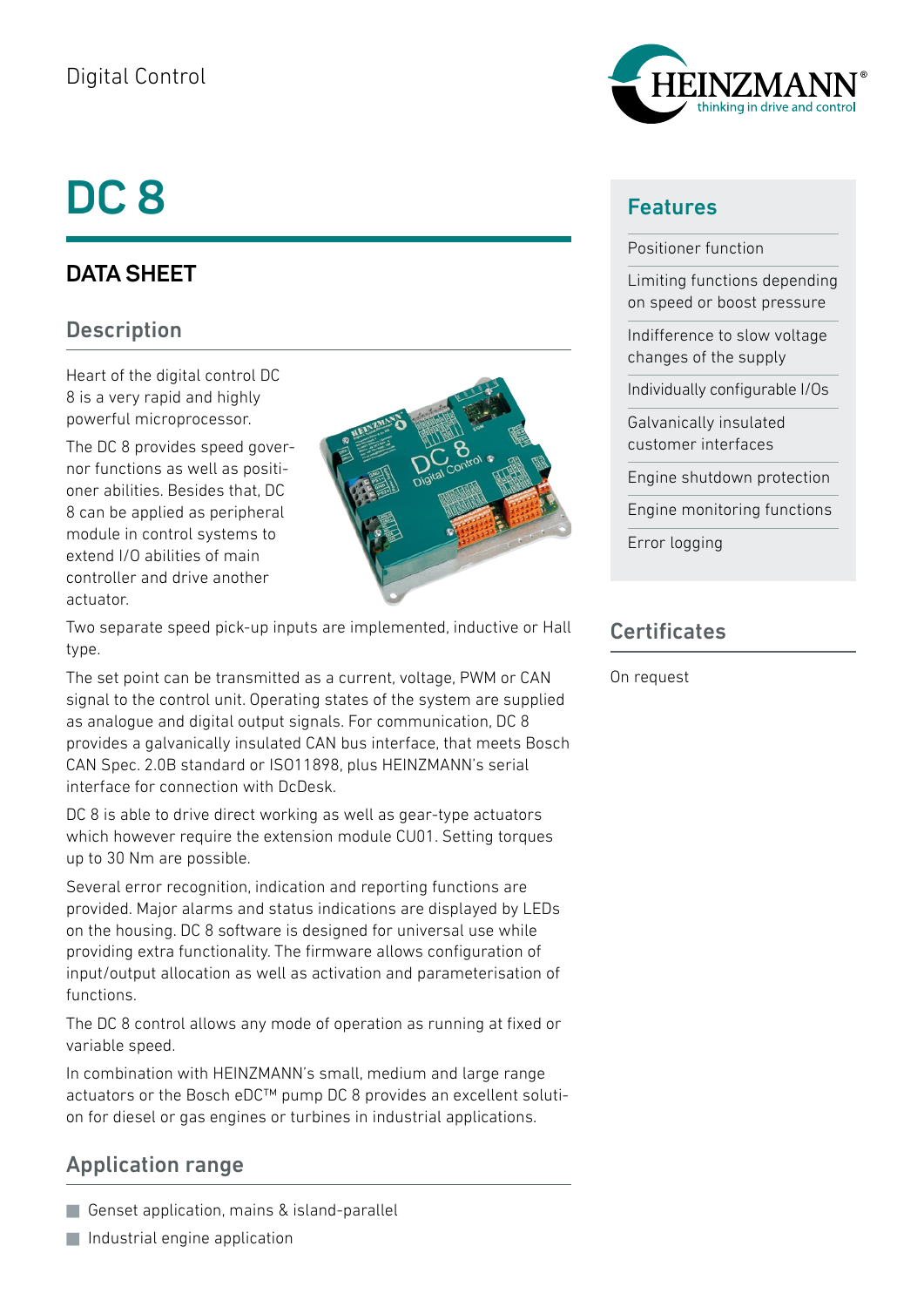Digital Control

# DC 8

## DATA SHEET

### Description

Heart of the digital control DC 8 is a very rapid and highly powerful microprocessor.

The DC 8 provides speed governor functions as well as positioner abilities. Besides that, DC 8 can be applied as peripheral module in control systems to extend I/O abilities of main controller and drive another actuator.

Two separate speed pick-up inputs are implemented, inductive or Hall type.

The set point can be transmitted as a current, voltage, PWM or CAN signal to the control unit. Operating states of the system are supplied as analogue and digital output signals. For communication, DC 8 provides a galvanically insulated CAN bus interface, that meets Bosch CAN Spec. 2.0B standard or ISO11898, plus HEINZMANN's serial interface for connection with DcDesk.

DC 8 is able to drive direct working as well as gear-type actuators which however require the extension module CU01. Setting torques up to 30 Nm are possible.

Several error recognition, indication and reporting functions are provided. Major alarms and status indications are displayed by LEDs on the housing. DC 8 software is designed for universal use while providing extra functionality. The firmware allows configuration of input/output allocation as well as activation and parameterisation of functions.

The DC 8 control allows any mode of operation as running at fixed or variable speed.

In combination with HEINZMANN's small, medium and large range actuators or the Bosch eDC™ pump DC 8 provides an excellent solution for diesel or gas engines or turbines in industrial applications.

### Application range

- Genset application, mains & island-parallel
- Industrial engine application

### Features

- Positioner function
- Limiting functions depending on speed or boost pressure
- Indifference to slow voltage changes of the supply
- Individually configurable I/Os
- Galvanically insulated customer interfaces
- Engine shutdown protection
- Engine monitoring functions
- Error logging

### Certificates

On request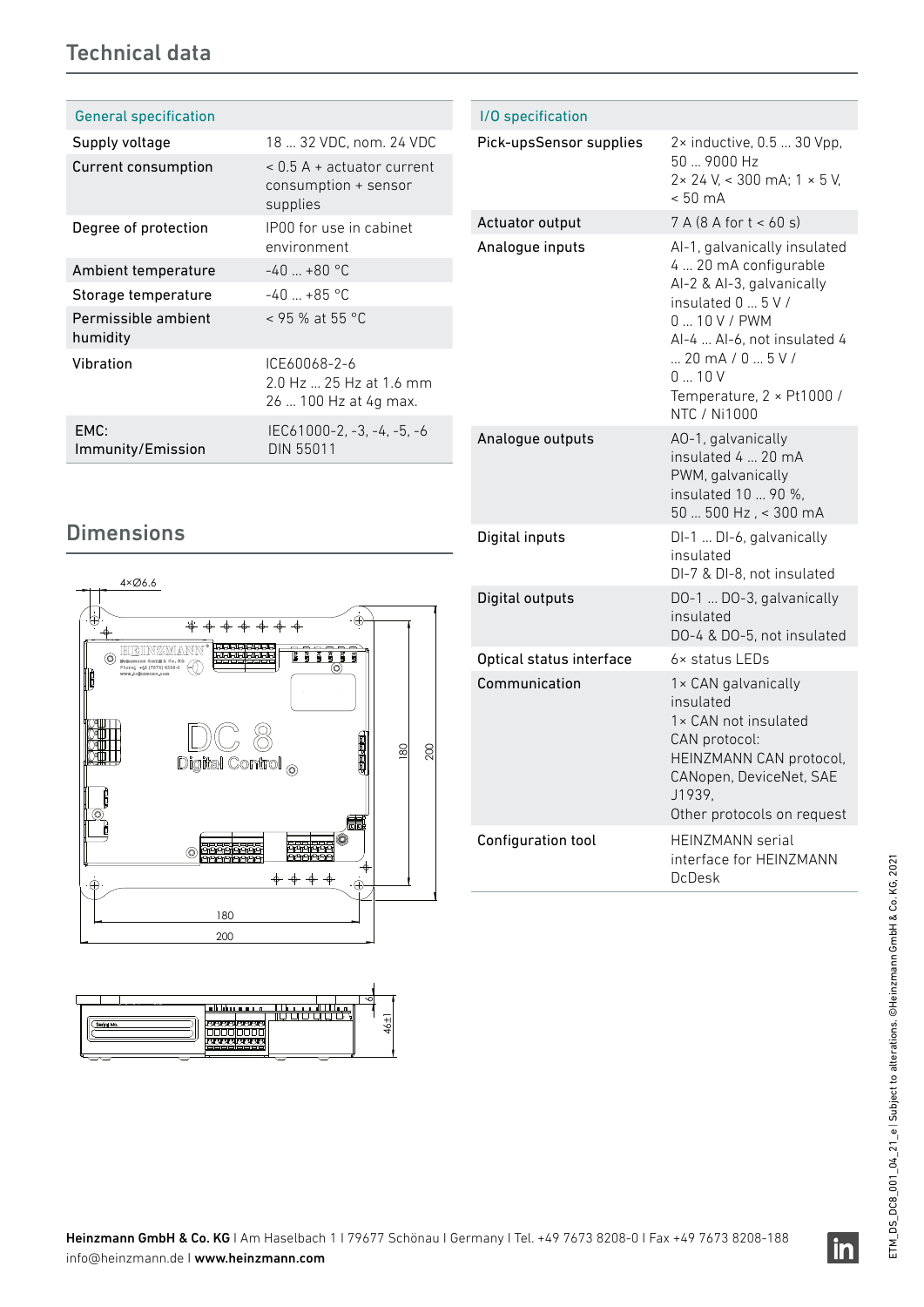# Technical data

| General specification | |
|---|---|
| Supply voltage | 18 ... 32 VDC, nom. 24 VDC |
| Current consumption | < 0.5 A + actuator current consumption + sensor supplies |
| Degree of protection | IP00 for use in cabinet environment |
| Ambient temperature | -40 ... +80 °C |
| Storage temperature | -40 ... +85 °C |
| Permissible ambient humidity | < 95 % at 55 °C |
| Vibration | ICE60068-2-6<br>2.0 Hz ... 25 Hz at 1.6 mm<br>26 ... 100 Hz at 4g max. |
| EMC:<br>Immunity/Emission | IEC61000-2, -3, -4, -5, -6<br>DIN 55011 |

| I/O specification | |
|---|---|
| Pick-upsSensor supplies | 2× inductive, 0.5 ... 30 Vpp, 50 ... 9000 Hz<br>2× 24 V, < 300 mA; 1 × 5 V, < 50 mA |
| Actuator output | 7 A (8 A for t < 60 s) |
| Analogue inputs | AI-1, galvanically insulated 4 ... 20 mA configurable<br>AI-2 & AI-3, galvanically insulated 0 ... 5 V / 0 ... 10 V / PWM<br>AI-4 ... AI-6, not insulated 4 ... 20 mA / 0 ... 5 V / 0 ... 10 V<br>Temperature, 2 × Pt1000 / NTC / Ni1000 |
| Analogue outputs | AO-1, galvanically insulated 4 ... 20 mA<br>PWM, galvanically insulated 10 ... 90 %, 50 ... 500 Hz , < 300 mA |
| Digital inputs | DI-1 ... DI-6, galvanically insulated<br>DI-7 & DI-8, not insulated |
| Digital outputs | DO-1 ... DO-3, galvanically insulated<br>DO-4 & DO-5, not insulated |
| Optical status interface | 6× status LEDs |
| Communication | 1× CAN galvanically insulated<br>1× CAN not insulated<br>CAN protocol:<br>HEINZMANN CAN protocol, CANopen, DeviceNet, SAE J1939,<br>Other protocols on request |
| Configuration tool | HEINZMANN serial interface for HEINZMANN DcDesk |

## Dimensions

4×Ø6.6

180

200

180

200

6

46±1

**Heinzmann GmbH & Co. KG** I Am Haselbach 1 I 79677 Schönau I Germany I Tel. +49 7673 8208-0 I Fax +49 7673 8208-188
info@heinzmann.de I **www.heinzmann.com**

ETM_DS_DC8_001_04_21_e | Subject to alterations. ©Heinzmann GmbH & Co. KG, 2021